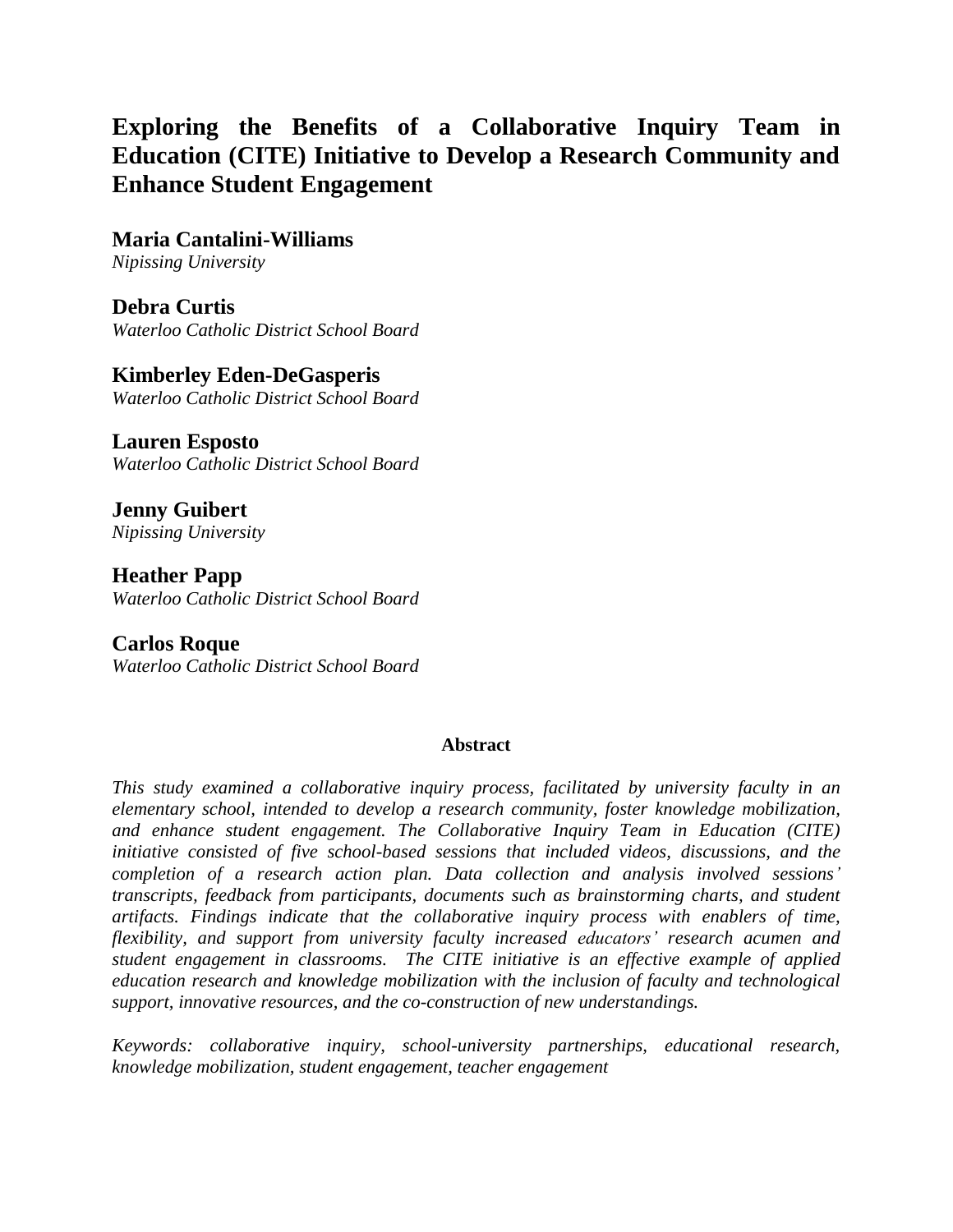# Exploring the Benefits of a Collaborative Inquiry Team in Education (CITE) Initiative to Develop a Research Community and Enhance Student Engagement

**Maria Cantalini-Williams**
*Nipissing University*

**Debra Curtis**
*Waterloo Catholic District School Board*

**Kimberley Eden-DeGasperis**
*Waterloo Catholic District School Board*

**Lauren Esposto**
*Waterloo Catholic District School Board*

**Jenny Guibert**
*Nipissing University*

**Heather Papp**
*Waterloo Catholic District School Board*

**Carlos Roque**
*Waterloo Catholic District School Board*

## Abstract

*This study examined a collaborative inquiry process, facilitated by university faculty in an elementary school, intended to develop a research community, foster knowledge mobilization, and enhance student engagement. The Collaborative Inquiry Team in Education (CITE) initiative consisted of five school-based sessions that included videos, discussions, and the completion of a research action plan. Data collection and analysis involved sessions' transcripts, feedback from participants, documents such as brainstorming charts, and student artifacts. Findings indicate that the collaborative inquiry process with enablers of time, flexibility, and support from university faculty increased educators' research acumen and student engagement in classrooms. The CITE initiative is an effective example of applied education research and knowledge mobilization with the inclusion of faculty and technological support, innovative resources, and the co-construction of new understandings.*

*Keywords: collaborative inquiry, school-university partnerships, educational research, knowledge mobilization, student engagement, teacher engagement*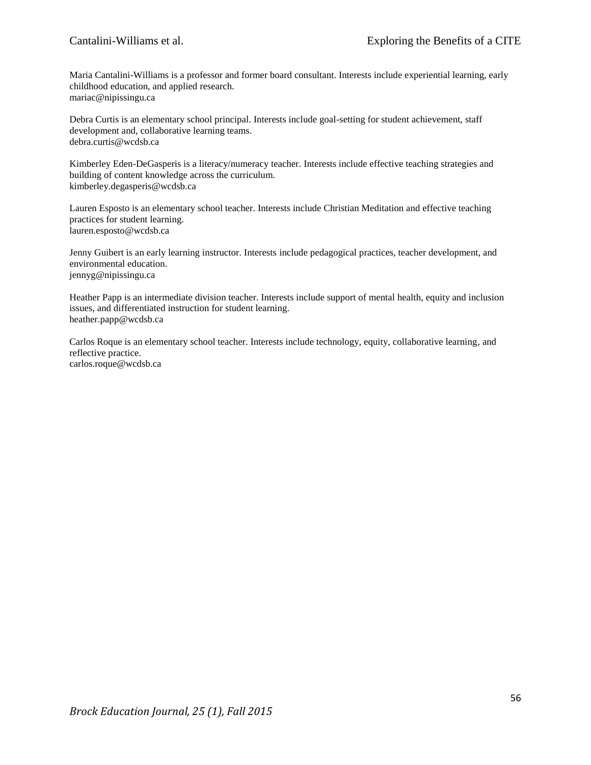Maria Cantalini-Williams is a professor and former board consultant. Interests include experiential learning, early childhood education, and applied research.
mariac@nipissingu.ca

Debra Curtis is an elementary school principal. Interests include goal-setting for student achievement, staff development and, collaborative learning teams.
debra.curtis@wcdsb.ca

Kimberley Eden-DeGasperis is a literacy/numeracy teacher. Interests include effective teaching strategies and building of content knowledge across the curriculum.
kimberley.degasperis@wcdsb.ca

Lauren Esposto is an elementary school teacher. Interests include Christian Meditation and effective teaching practices for student learning.
lauren.esposto@wcdsb.ca

Jenny Guibert is an early learning instructor. Interests include pedagogical practices, teacher development, and environmental education.
jennyg@nipissingu.ca

Heather Papp is an intermediate division teacher. Interests include support of mental health, equity and inclusion issues, and differentiated instruction for student learning.
heather.papp@wcdsb.ca

Carlos Roque is an elementary school teacher. Interests include technology, equity, collaborative learning, and reflective practice.
carlos.roque@wcdsb.ca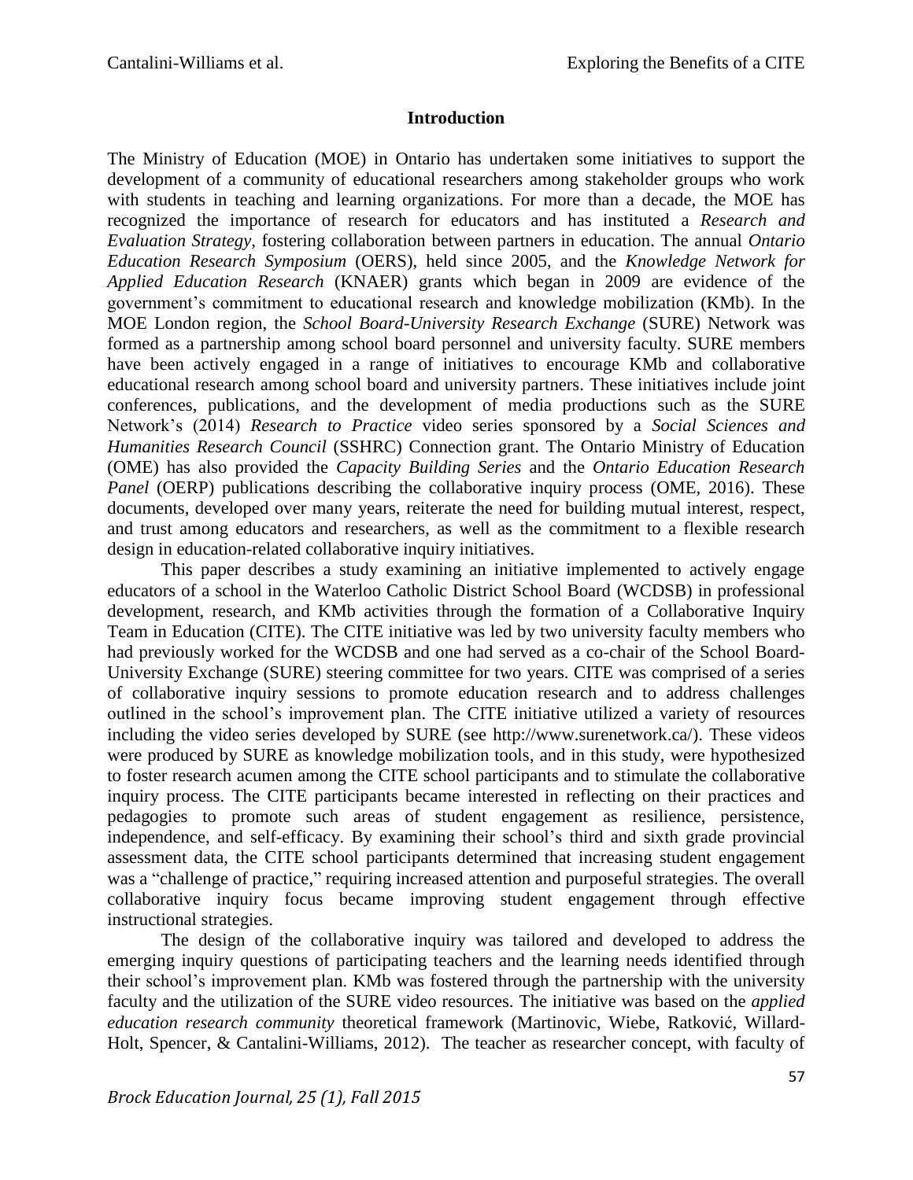## Introduction

The Ministry of Education (MOE) in Ontario has undertaken some initiatives to support the development of a community of educational researchers among stakeholder groups who work with students in teaching and learning organizations. For more than a decade, the MOE has recognized the importance of research for educators and has instituted a *Research and Evaluation Strategy*, fostering collaboration between partners in education. The annual *Ontario Education Research Symposium* (OERS), held since 2005, and the *Knowledge Network for Applied Education Research* (KNAER) grants which began in 2009 are evidence of the government's commitment to educational research and knowledge mobilization (KMb). In the MOE London region, the *School Board-University Research Exchange* (SURE) Network was formed as a partnership among school board personnel and university faculty. SURE members have been actively engaged in a range of initiatives to encourage KMb and collaborative educational research among school board and university partners. These initiatives include joint conferences, publications, and the development of media productions such as the SURE Network's (2014) *Research to Practice* video series sponsored by a *Social Sciences and Humanities Research Council* (SSHRC) Connection grant. The Ontario Ministry of Education (OME) has also provided the *Capacity Building Series* and the *Ontario Education Research Panel* (OERP) publications describing the collaborative inquiry process (OME, 2016). These documents, developed over many years, reiterate the need for building mutual interest, respect, and trust among educators and researchers, as well as the commitment to a flexible research design in education-related collaborative inquiry initiatives.

This paper describes a study examining an initiative implemented to actively engage educators of a school in the Waterloo Catholic District School Board (WCDSB) in professional development, research, and KMb activities through the formation of a Collaborative Inquiry Team in Education (CITE). The CITE initiative was led by two university faculty members who had previously worked for the WCDSB and one had served as a co-chair of the School Board-University Exchange (SURE) steering committee for two years. CITE was comprised of a series of collaborative inquiry sessions to promote education research and to address challenges outlined in the school's improvement plan. The CITE initiative utilized a variety of resources including the video series developed by SURE (see http://www.surenetwork.ca/). These videos were produced by SURE as knowledge mobilization tools, and in this study, were hypothesized to foster research acumen among the CITE school participants and to stimulate the collaborative inquiry process. The CITE participants became interested in reflecting on their practices and pedagogies to promote such areas of student engagement as resilience, persistence, independence, and self-efficacy. By examining their school's third and sixth grade provincial assessment data, the CITE school participants determined that increasing student engagement was a "challenge of practice," requiring increased attention and purposeful strategies. The overall collaborative inquiry focus became improving student engagement through effective instructional strategies.

The design of the collaborative inquiry was tailored and developed to address the emerging inquiry questions of participating teachers and the learning needs identified through their school's improvement plan. KMb was fostered through the partnership with the university faculty and the utilization of the SURE video resources. The initiative was based on the *applied education research community* theoretical framework (Martinovic, Wiebe, Ratković, Willard-Holt, Spencer, & Cantalini-Williams, 2012). The teacher as researcher concept, with faculty of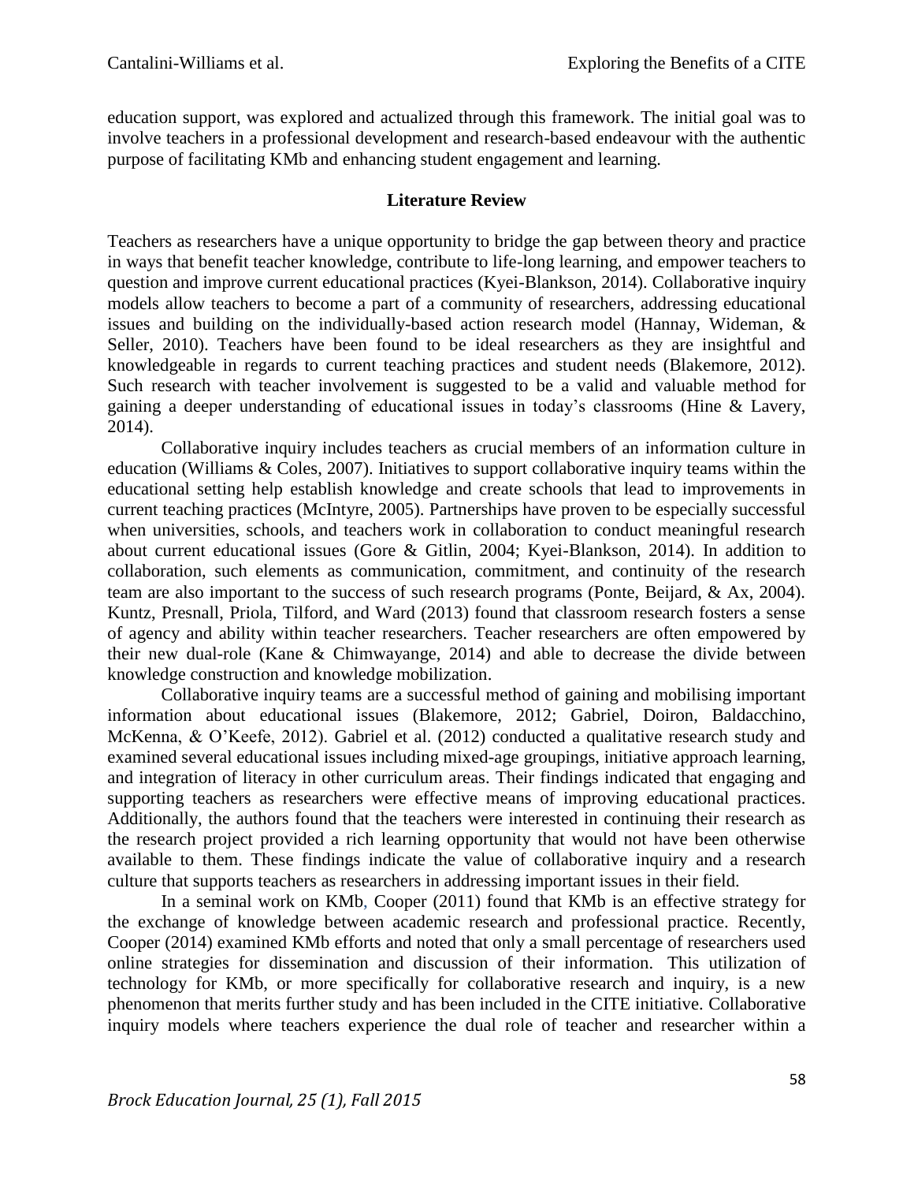education support, was explored and actualized through this framework. The initial goal was to involve teachers in a professional development and research-based endeavour with the authentic purpose of facilitating KMb and enhancing student engagement and learning.

## Literature Review

Teachers as researchers have a unique opportunity to bridge the gap between theory and practice in ways that benefit teacher knowledge, contribute to life-long learning, and empower teachers to question and improve current educational practices (Kyei-Blankson, 2014). Collaborative inquiry models allow teachers to become a part of a community of researchers, addressing educational issues and building on the individually-based action research model (Hannay, Wideman, & Seller, 2010). Teachers have been found to be ideal researchers as they are insightful and knowledgeable in regards to current teaching practices and student needs (Blakemore, 2012). Such research with teacher involvement is suggested to be a valid and valuable method for gaining a deeper understanding of educational issues in today's classrooms (Hine & Lavery, 2014).

Collaborative inquiry includes teachers as crucial members of an information culture in education (Williams & Coles, 2007). Initiatives to support collaborative inquiry teams within the educational setting help establish knowledge and create schools that lead to improvements in current teaching practices (McIntyre, 2005). Partnerships have proven to be especially successful when universities, schools, and teachers work in collaboration to conduct meaningful research about current educational issues (Gore & Gitlin, 2004; Kyei-Blankson, 2014). In addition to collaboration, such elements as communication, commitment, and continuity of the research team are also important to the success of such research programs (Ponte, Beijard, & Ax, 2004). Kuntz, Presnall, Priola, Tilford, and Ward (2013) found that classroom research fosters a sense of agency and ability within teacher researchers. Teacher researchers are often empowered by their new dual-role (Kane & Chimwayange, 2014) and able to decrease the divide between knowledge construction and knowledge mobilization.

Collaborative inquiry teams are a successful method of gaining and mobilising important information about educational issues (Blakemore, 2012; Gabriel, Doiron, Baldacchino, McKenna, & O'Keefe, 2012). Gabriel et al. (2012) conducted a qualitative research study and examined several educational issues including mixed-age groupings, initiative approach learning, and integration of literacy in other curriculum areas. Their findings indicated that engaging and supporting teachers as researchers were effective means of improving educational practices. Additionally, the authors found that the teachers were interested in continuing their research as the research project provided a rich learning opportunity that would not have been otherwise available to them. These findings indicate the value of collaborative inquiry and a research culture that supports teachers as researchers in addressing important issues in their field.

In a seminal work on KMb, Cooper (2011) found that KMb is an effective strategy for the exchange of knowledge between academic research and professional practice. Recently, Cooper (2014) examined KMb efforts and noted that only a small percentage of researchers used online strategies for dissemination and discussion of their information. This utilization of technology for KMb, or more specifically for collaborative research and inquiry, is a new phenomenon that merits further study and has been included in the CITE initiative. Collaborative inquiry models where teachers experience the dual role of teacher and researcher within a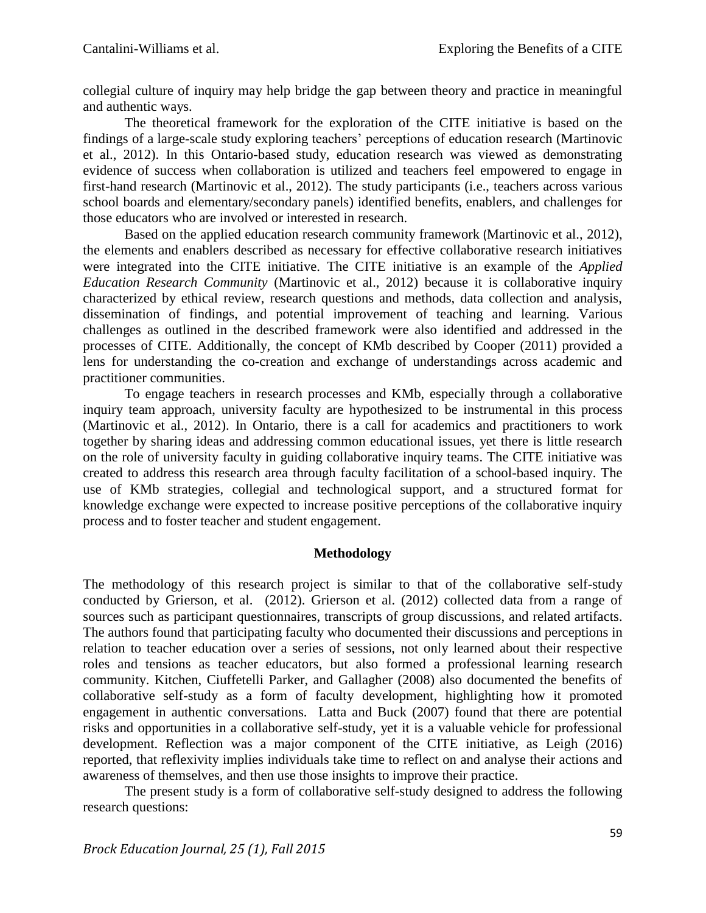collegial culture of inquiry may help bridge the gap between theory and practice in meaningful and authentic ways.

The theoretical framework for the exploration of the CITE initiative is based on the findings of a large-scale study exploring teachers' perceptions of education research (Martinovic et al., 2012). In this Ontario-based study, education research was viewed as demonstrating evidence of success when collaboration is utilized and teachers feel empowered to engage in first-hand research (Martinovic et al., 2012). The study participants (i.e., teachers across various school boards and elementary/secondary panels) identified benefits, enablers, and challenges for those educators who are involved or interested in research.

Based on the applied education research community framework (Martinovic et al., 2012), the elements and enablers described as necessary for effective collaborative research initiatives were integrated into the CITE initiative. The CITE initiative is an example of the *Applied Education Research Community* (Martinovic et al., 2012) because it is collaborative inquiry characterized by ethical review, research questions and methods, data collection and analysis, dissemination of findings, and potential improvement of teaching and learning. Various challenges as outlined in the described framework were also identified and addressed in the processes of CITE. Additionally, the concept of KMb described by Cooper (2011) provided a lens for understanding the co-creation and exchange of understandings across academic and practitioner communities.

To engage teachers in research processes and KMb, especially through a collaborative inquiry team approach, university faculty are hypothesized to be instrumental in this process (Martinovic et al., 2012). In Ontario, there is a call for academics and practitioners to work together by sharing ideas and addressing common educational issues, yet there is little research on the role of university faculty in guiding collaborative inquiry teams. The CITE initiative was created to address this research area through faculty facilitation of a school-based inquiry. The use of KMb strategies, collegial and technological support, and a structured format for knowledge exchange were expected to increase positive perceptions of the collaborative inquiry process and to foster teacher and student engagement.

## Methodology

The methodology of this research project is similar to that of the collaborative self-study conducted by Grierson, et al. (2012). Grierson et al. (2012) collected data from a range of sources such as participant questionnaires, transcripts of group discussions, and related artifacts. The authors found that participating faculty who documented their discussions and perceptions in relation to teacher education over a series of sessions, not only learned about their respective roles and tensions as teacher educators, but also formed a professional learning research community. Kitchen, Ciuffetelli Parker, and Gallagher (2008) also documented the benefits of collaborative self-study as a form of faculty development, highlighting how it promoted engagement in authentic conversations. Latta and Buck (2007) found that there are potential risks and opportunities in a collaborative self-study, yet it is a valuable vehicle for professional development. Reflection was a major component of the CITE initiative, as Leigh (2016) reported, that reflexivity implies individuals take time to reflect on and analyse their actions and awareness of themselves, and then use those insights to improve their practice.

The present study is a form of collaborative self-study designed to address the following research questions: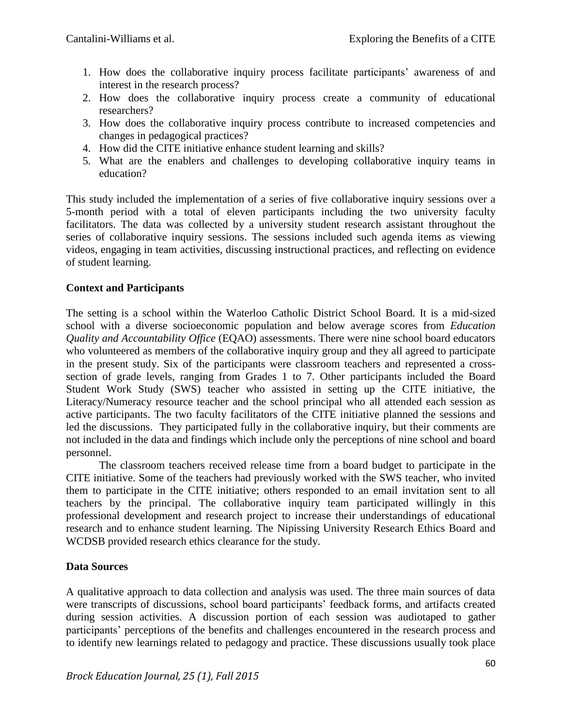1. How does the collaborative inquiry process facilitate participants' awareness of and interest in the research process?
2. How does the collaborative inquiry process create a community of educational researchers?
3. How does the collaborative inquiry process contribute to increased competencies and changes in pedagogical practices?
4. How did the CITE initiative enhance student learning and skills?
5. What are the enablers and challenges to developing collaborative inquiry teams in education?

This study included the implementation of a series of five collaborative inquiry sessions over a 5-month period with a total of eleven participants including the two university faculty facilitators. The data was collected by a university student research assistant throughout the series of collaborative inquiry sessions. The sessions included such agenda items as viewing videos, engaging in team activities, discussing instructional practices, and reflecting on evidence of student learning.

**Context and Participants**

The setting is a school within the Waterloo Catholic District School Board. It is a mid-sized school with a diverse socioeconomic population and below average scores from *Education Quality and Accountability Office* (EQAO) assessments. There were nine school board educators who volunteered as members of the collaborative inquiry group and they all agreed to participate in the present study. Six of the participants were classroom teachers and represented a cross-section of grade levels, ranging from Grades 1 to 7. Other participants included the Board Student Work Study (SWS) teacher who assisted in setting up the CITE initiative, the Literacy/Numeracy resource teacher and the school principal who all attended each session as active participants. The two faculty facilitators of the CITE initiative planned the sessions and led the discussions. They participated fully in the collaborative inquiry, but their comments are not included in the data and findings which include only the perceptions of nine school and board personnel.

The classroom teachers received release time from a board budget to participate in the CITE initiative. Some of the teachers had previously worked with the SWS teacher, who invited them to participate in the CITE initiative; others responded to an email invitation sent to all teachers by the principal. The collaborative inquiry team participated willingly in this professional development and research project to increase their understandings of educational research and to enhance student learning. The Nipissing University Research Ethics Board and WCDSB provided research ethics clearance for the study.

**Data Sources**

A qualitative approach to data collection and analysis was used. The three main sources of data were transcripts of discussions, school board participants' feedback forms, and artifacts created during session activities. A discussion portion of each session was audiotaped to gather participants' perceptions of the benefits and challenges encountered in the research process and to identify new learnings related to pedagogy and practice. These discussions usually took place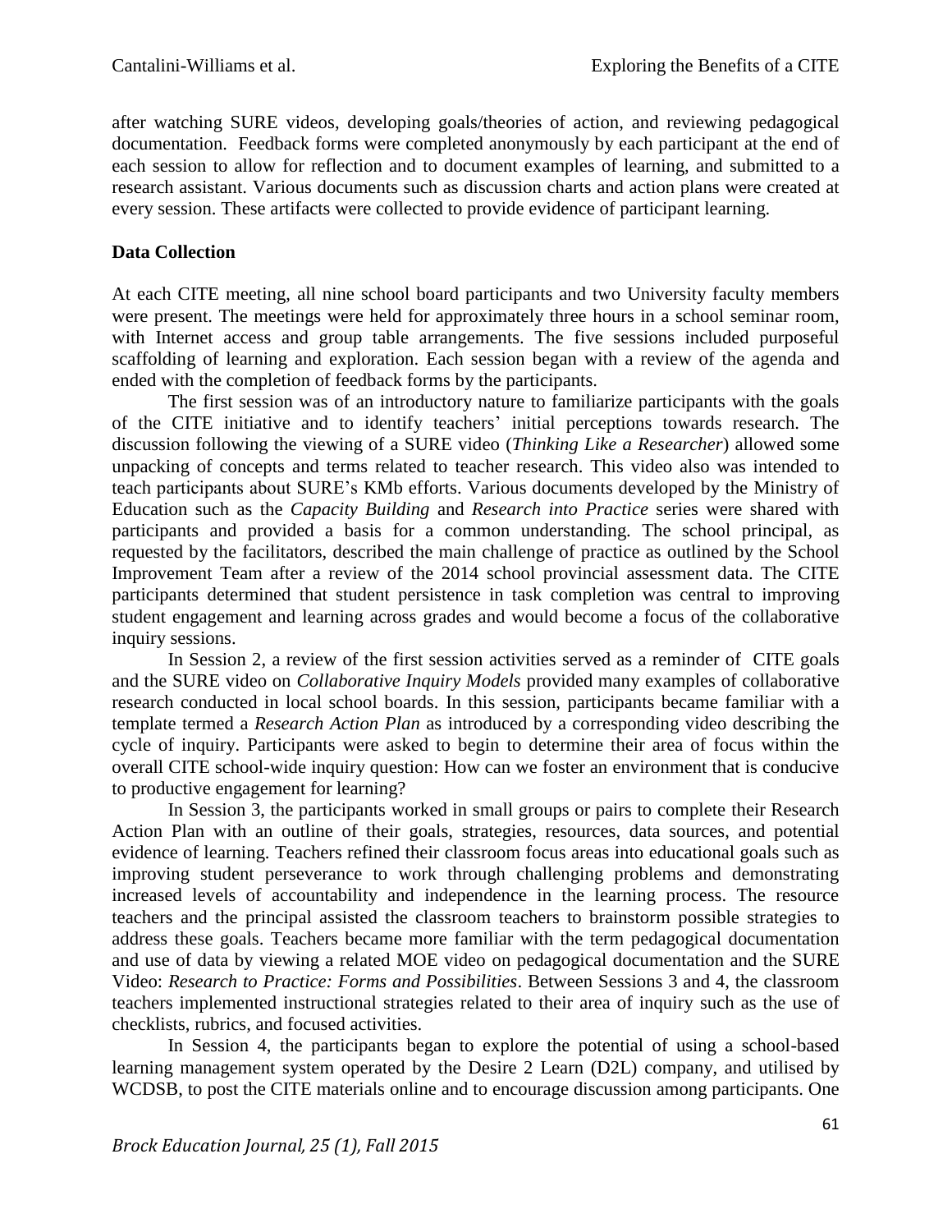after watching SURE videos, developing goals/theories of action, and reviewing pedagogical documentation. Feedback forms were completed anonymously by each participant at the end of each session to allow for reflection and to document examples of learning, and submitted to a research assistant. Various documents such as discussion charts and action plans were created at every session. These artifacts were collected to provide evidence of participant learning.

**Data Collection**

At each CITE meeting, all nine school board participants and two University faculty members were present. The meetings were held for approximately three hours in a school seminar room, with Internet access and group table arrangements. The five sessions included purposeful scaffolding of learning and exploration. Each session began with a review of the agenda and ended with the completion of feedback forms by the participants.

The first session was of an introductory nature to familiarize participants with the goals of the CITE initiative and to identify teachers' initial perceptions towards research. The discussion following the viewing of a SURE video (*Thinking Like a Researcher*) allowed some unpacking of concepts and terms related to teacher research. This video also was intended to teach participants about SURE's KMb efforts. Various documents developed by the Ministry of Education such as the *Capacity Building* and *Research into Practice* series were shared with participants and provided a basis for a common understanding. The school principal, as requested by the facilitators, described the main challenge of practice as outlined by the School Improvement Team after a review of the 2014 school provincial assessment data. The CITE participants determined that student persistence in task completion was central to improving student engagement and learning across grades and would become a focus of the collaborative inquiry sessions.

In Session 2, a review of the first session activities served as a reminder of CITE goals and the SURE video on *Collaborative Inquiry Models* provided many examples of collaborative research conducted in local school boards. In this session, participants became familiar with a template termed a *Research Action Plan* as introduced by a corresponding video describing the cycle of inquiry. Participants were asked to begin to determine their area of focus within the overall CITE school-wide inquiry question: How can we foster an environment that is conducive to productive engagement for learning?

In Session 3, the participants worked in small groups or pairs to complete their Research Action Plan with an outline of their goals, strategies, resources, data sources, and potential evidence of learning. Teachers refined their classroom focus areas into educational goals such as improving student perseverance to work through challenging problems and demonstrating increased levels of accountability and independence in the learning process. The resource teachers and the principal assisted the classroom teachers to brainstorm possible strategies to address these goals. Teachers became more familiar with the term pedagogical documentation and use of data by viewing a related MOE video on pedagogical documentation and the SURE Video: *Research to Practice: Forms and Possibilities*. Between Sessions 3 and 4, the classroom teachers implemented instructional strategies related to their area of inquiry such as the use of checklists, rubrics, and focused activities.

In Session 4, the participants began to explore the potential of using a school-based learning management system operated by the Desire 2 Learn (D2L) company, and utilised by WCDSB, to post the CITE materials online and to encourage discussion among participants. One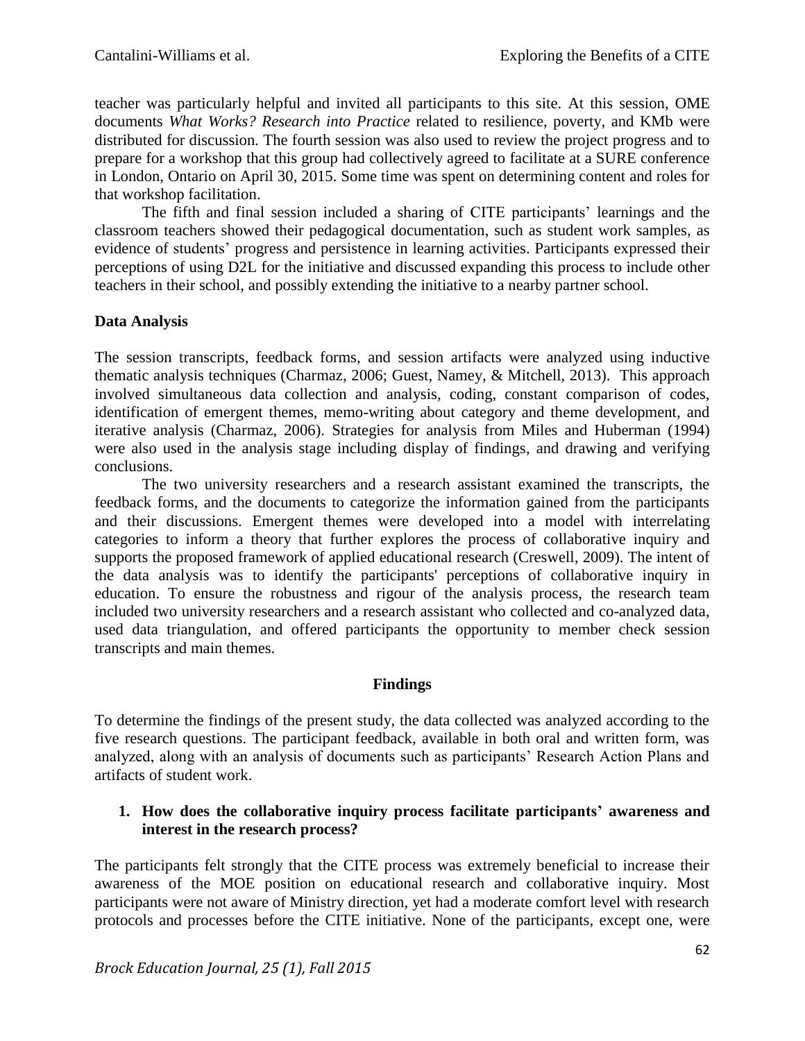teacher was particularly helpful and invited all participants to this site. At this session, OME documents *What Works? Research into Practice* related to resilience, poverty, and KMb were distributed for discussion. The fourth session was also used to review the project progress and to prepare for a workshop that this group had collectively agreed to facilitate at a SURE conference in London, Ontario on April 30, 2015. Some time was spent on determining content and roles for that workshop facilitation.

The fifth and final session included a sharing of CITE participants' learnings and the classroom teachers showed their pedagogical documentation, such as student work samples, as evidence of students' progress and persistence in learning activities. Participants expressed their perceptions of using D2L for the initiative and discussed expanding this process to include other teachers in their school, and possibly extending the initiative to a nearby partner school.

**Data Analysis**

The session transcripts, feedback forms, and session artifacts were analyzed using inductive thematic analysis techniques (Charmaz, 2006; Guest, Namey, & Mitchell, 2013). This approach involved simultaneous data collection and analysis, coding, constant comparison of codes, identification of emergent themes, memo-writing about category and theme development, and iterative analysis (Charmaz, 2006). Strategies for analysis from Miles and Huberman (1994) were also used in the analysis stage including display of findings, and drawing and verifying conclusions.

The two university researchers and a research assistant examined the transcripts, the feedback forms, and the documents to categorize the information gained from the participants and their discussions. Emergent themes were developed into a model with interrelating categories to inform a theory that further explores the process of collaborative inquiry and supports the proposed framework of applied educational research (Creswell, 2009). The intent of the data analysis was to identify the participants' perceptions of collaborative inquiry in education. To ensure the robustness and rigour of the analysis process, the research team included two university researchers and a research assistant who collected and co-analyzed data, used data triangulation, and offered participants the opportunity to member check session transcripts and main themes.

## Findings

To determine the findings of the present study, the data collected was analyzed according to the five research questions. The participant feedback, available in both oral and written form, was analyzed, along with an analysis of documents such as participants' Research Action Plans and artifacts of student work.

1. **How does the collaborative inquiry process facilitate participants' awareness and interest in the research process?**

The participants felt strongly that the CITE process was extremely beneficial to increase their awareness of the MOE position on educational research and collaborative inquiry. Most participants were not aware of Ministry direction, yet had a moderate comfort level with research protocols and processes before the CITE initiative. None of the participants, except one, were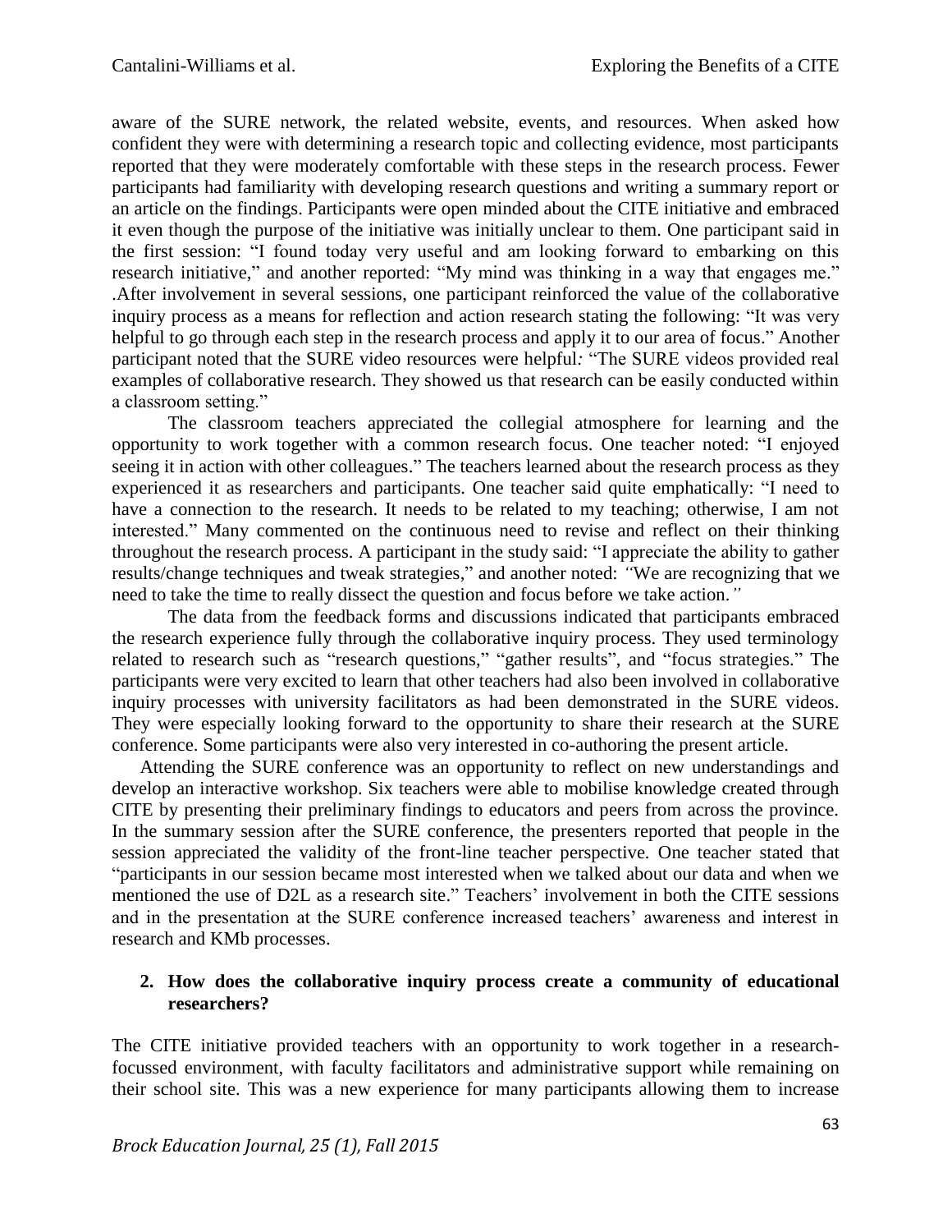aware of the SURE network, the related website, events, and resources. When asked how confident they were with determining a research topic and collecting evidence, most participants reported that they were moderately comfortable with these steps in the research process. Fewer participants had familiarity with developing research questions and writing a summary report or an article on the findings. Participants were open minded about the CITE initiative and embraced it even though the purpose of the initiative was initially unclear to them. One participant said in the first session: "I found today very useful and am looking forward to embarking on this research initiative," and another reported: "My mind was thinking in a way that engages me." .After involvement in several sessions, one participant reinforced the value of the collaborative inquiry process as a means for reflection and action research stating the following: "It was very helpful to go through each step in the research process and apply it to our area of focus." Another participant noted that the SURE video resources were helpful*:* "The SURE videos provided real examples of collaborative research. They showed us that research can be easily conducted within a classroom setting."

The classroom teachers appreciated the collegial atmosphere for learning and the opportunity to work together with a common research focus. One teacher noted: "I enjoyed seeing it in action with other colleagues." The teachers learned about the research process as they experienced it as researchers and participants. One teacher said quite emphatically: "I need to have a connection to the research. It needs to be related to my teaching; otherwise, I am not interested." Many commented on the continuous need to revise and reflect on their thinking throughout the research process. A participant in the study said: "I appreciate the ability to gather results/change techniques and tweak strategies," and another noted: *"*We are recognizing that we need to take the time to really dissect the question and focus before we take action.*"*

The data from the feedback forms and discussions indicated that participants embraced the research experience fully through the collaborative inquiry process. They used terminology related to research such as "research questions," "gather results", and "focus strategies." The participants were very excited to learn that other teachers had also been involved in collaborative inquiry processes with university facilitators as had been demonstrated in the SURE videos. They were especially looking forward to the opportunity to share their research at the SURE conference. Some participants were also very interested in co-authoring the present article.

Attending the SURE conference was an opportunity to reflect on new understandings and develop an interactive workshop. Six teachers were able to mobilise knowledge created through CITE by presenting their preliminary findings to educators and peers from across the province. In the summary session after the SURE conference, the presenters reported that people in the session appreciated the validity of the front-line teacher perspective. One teacher stated that "participants in our session became most interested when we talked about our data and when we mentioned the use of D2L as a research site." Teachers' involvement in both the CITE sessions and in the presentation at the SURE conference increased teachers' awareness and interest in research and KMb processes.

2. **How does the collaborative inquiry process create a community of educational researchers?**

The CITE initiative provided teachers with an opportunity to work together in a research-focussed environment, with faculty facilitators and administrative support while remaining on their school site. This was a new experience for many participants allowing them to increase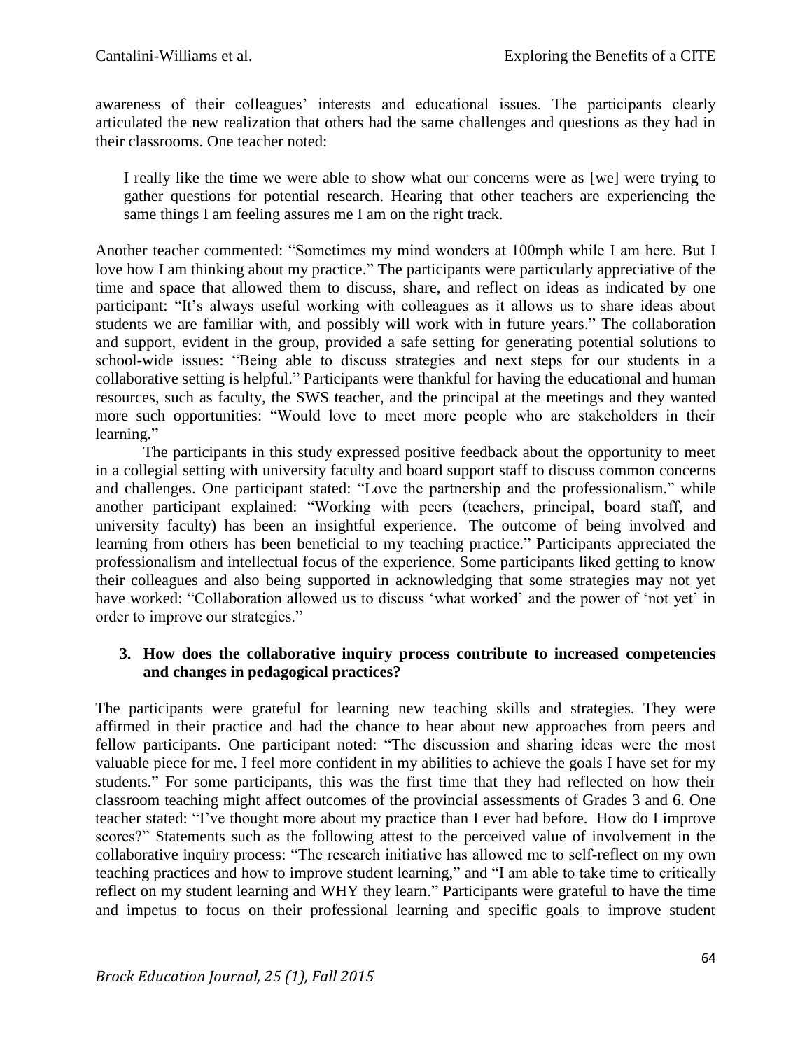awareness of their colleagues' interests and educational issues. The participants clearly articulated the new realization that others had the same challenges and questions as they had in their classrooms. One teacher noted:

> I really like the time we were able to show what our concerns were as [we] were trying to gather questions for potential research. Hearing that other teachers are experiencing the same things I am feeling assures me I am on the right track.

Another teacher commented: "Sometimes my mind wonders at 100mph while I am here. But I love how I am thinking about my practice." The participants were particularly appreciative of the time and space that allowed them to discuss, share, and reflect on ideas as indicated by one participant: "It's always useful working with colleagues as it allows us to share ideas about students we are familiar with, and possibly will work with in future years." The collaboration and support, evident in the group, provided a safe setting for generating potential solutions to school-wide issues: "Being able to discuss strategies and next steps for our students in a collaborative setting is helpful." Participants were thankful for having the educational and human resources, such as faculty, the SWS teacher, and the principal at the meetings and they wanted more such opportunities: "Would love to meet more people who are stakeholders in their learning."

The participants in this study expressed positive feedback about the opportunity to meet in a collegial setting with university faculty and board support staff to discuss common concerns and challenges. One participant stated: "Love the partnership and the professionalism." while another participant explained: "Working with peers (teachers, principal, board staff, and university faculty) has been an insightful experience. The outcome of being involved and learning from others has been beneficial to my teaching practice." Participants appreciated the professionalism and intellectual focus of the experience. Some participants liked getting to know their colleagues and also being supported in acknowledging that some strategies may not yet have worked: "Collaboration allowed us to discuss 'what worked' and the power of 'not yet' in order to improve our strategies."

### 3. How does the collaborative inquiry process contribute to increased competencies and changes in pedagogical practices?

The participants were grateful for learning new teaching skills and strategies. They were affirmed in their practice and had the chance to hear about new approaches from peers and fellow participants. One participant noted: "The discussion and sharing ideas were the most valuable piece for me. I feel more confident in my abilities to achieve the goals I have set for my students." For some participants, this was the first time that they had reflected on how their classroom teaching might affect outcomes of the provincial assessments of Grades 3 and 6. One teacher stated: "I've thought more about my practice than I ever had before. How do I improve scores?" Statements such as the following attest to the perceived value of involvement in the collaborative inquiry process: "The research initiative has allowed me to self-reflect on my own teaching practices and how to improve student learning," and "I am able to take time to critically reflect on my student learning and WHY they learn." Participants were grateful to have the time and impetus to focus on their professional learning and specific goals to improve student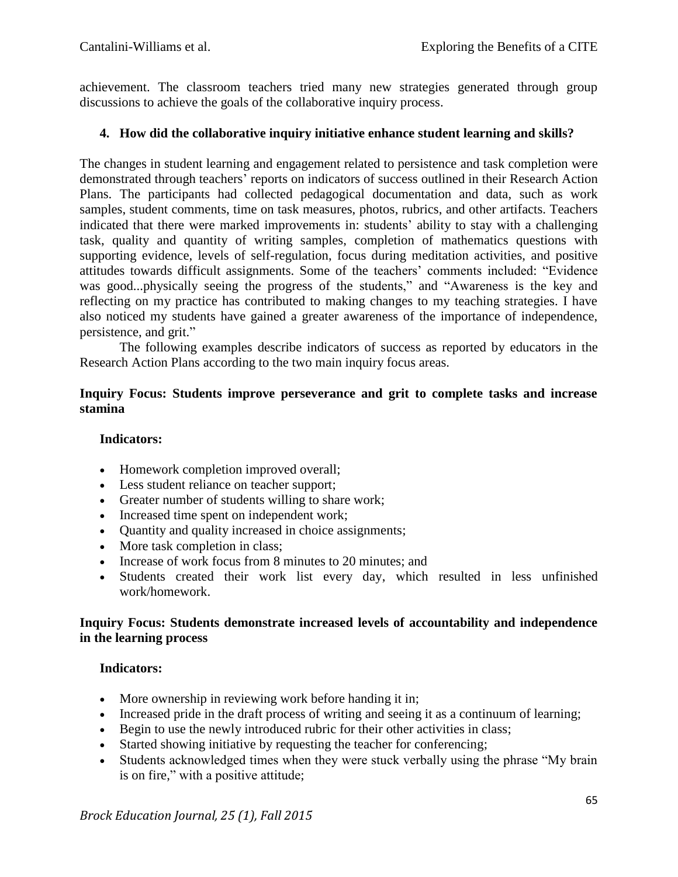achievement. The classroom teachers tried many new strategies generated through group discussions to achieve the goals of the collaborative inquiry process.

**4. How did the collaborative inquiry initiative enhance student learning and skills?**

The changes in student learning and engagement related to persistence and task completion were demonstrated through teachers' reports on indicators of success outlined in their Research Action Plans. The participants had collected pedagogical documentation and data, such as work samples, student comments, time on task measures, photos, rubrics, and other artifacts. Teachers indicated that there were marked improvements in: students' ability to stay with a challenging task, quality and quantity of writing samples, completion of mathematics questions with supporting evidence, levels of self-regulation, focus during meditation activities, and positive attitudes towards difficult assignments. Some of the teachers' comments included: "Evidence was good...physically seeing the progress of the students," and "Awareness is the key and reflecting on my practice has contributed to making changes to my teaching strategies. I have also noticed my students have gained a greater awareness of the importance of independence, persistence, and grit."

The following examples describe indicators of success as reported by educators in the Research Action Plans according to the two main inquiry focus areas.

**Inquiry Focus: Students improve perseverance and grit to complete tasks and increase stamina**

**Indicators:**

- Homework completion improved overall;
- Less student reliance on teacher support;
- Greater number of students willing to share work;
- Increased time spent on independent work;
- Quantity and quality increased in choice assignments;
- More task completion in class;
- Increase of work focus from 8 minutes to 20 minutes; and
- Students created their work list every day, which resulted in less unfinished work/homework.

**Inquiry Focus: Students demonstrate increased levels of accountability and independence in the learning process**

**Indicators:**

- More ownership in reviewing work before handing it in;
- Increased pride in the draft process of writing and seeing it as a continuum of learning;
- Begin to use the newly introduced rubric for their other activities in class;
- Started showing initiative by requesting the teacher for conferencing;
- Students acknowledged times when they were stuck verbally using the phrase "My brain is on fire," with a positive attitude;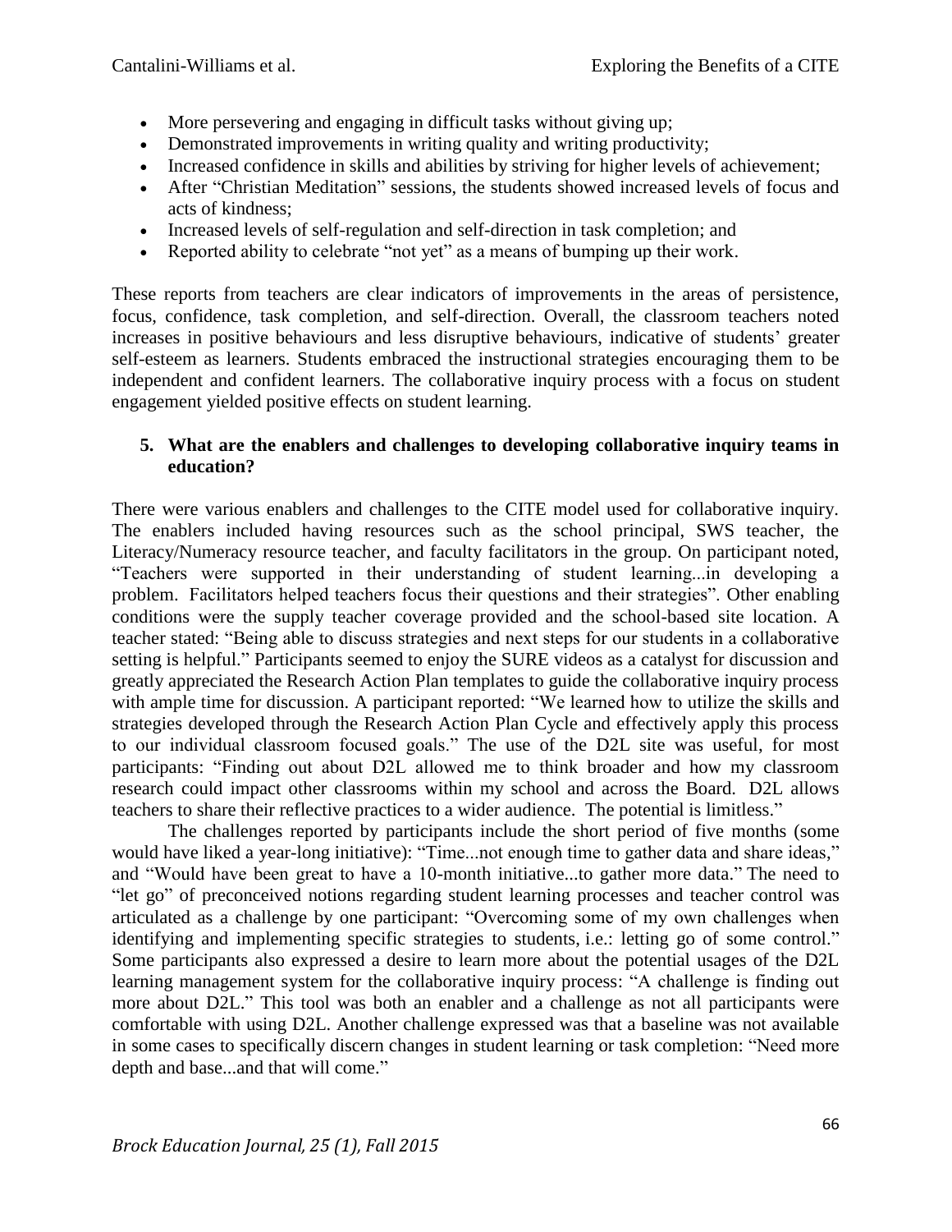- More persevering and engaging in difficult tasks without giving up;
- Demonstrated improvements in writing quality and writing productivity;
- Increased confidence in skills and abilities by striving for higher levels of achievement;
- After "Christian Meditation" sessions, the students showed increased levels of focus and acts of kindness;
- Increased levels of self-regulation and self-direction in task completion; and
- Reported ability to celebrate "not yet" as a means of bumping up their work.

These reports from teachers are clear indicators of improvements in the areas of persistence, focus, confidence, task completion, and self-direction. Overall, the classroom teachers noted increases in positive behaviours and less disruptive behaviours, indicative of students' greater self-esteem as learners. Students embraced the instructional strategies encouraging them to be independent and confident learners. The collaborative inquiry process with a focus on student engagement yielded positive effects on student learning.

**5. What are the enablers and challenges to developing collaborative inquiry teams in education?**

There were various enablers and challenges to the CITE model used for collaborative inquiry. The enablers included having resources such as the school principal, SWS teacher, the Literacy/Numeracy resource teacher, and faculty facilitators in the group. On participant noted, "Teachers were supported in their understanding of student learning...in developing a problem. Facilitators helped teachers focus their questions and their strategies". Other enabling conditions were the supply teacher coverage provided and the school-based site location. A teacher stated: "Being able to discuss strategies and next steps for our students in a collaborative setting is helpful." Participants seemed to enjoy the SURE videos as a catalyst for discussion and greatly appreciated the Research Action Plan templates to guide the collaborative inquiry process with ample time for discussion. A participant reported: "We learned how to utilize the skills and strategies developed through the Research Action Plan Cycle and effectively apply this process to our individual classroom focused goals." The use of the D2L site was useful, for most participants: "Finding out about D2L allowed me to think broader and how my classroom research could impact other classrooms within my school and across the Board. D2L allows teachers to share their reflective practices to a wider audience. The potential is limitless."

The challenges reported by participants include the short period of five months (some would have liked a year-long initiative): "Time...not enough time to gather data and share ideas," and "Would have been great to have a 10-month initiative...to gather more data." The need to "let go" of preconceived notions regarding student learning processes and teacher control was articulated as a challenge by one participant: "Overcoming some of my own challenges when identifying and implementing specific strategies to students, i.e.: letting go of some control." Some participants also expressed a desire to learn more about the potential usages of the D2L learning management system for the collaborative inquiry process: "A challenge is finding out more about D2L." This tool was both an enabler and a challenge as not all participants were comfortable with using D2L. Another challenge expressed was that a baseline was not available in some cases to specifically discern changes in student learning or task completion: "Need more depth and base...and that will come."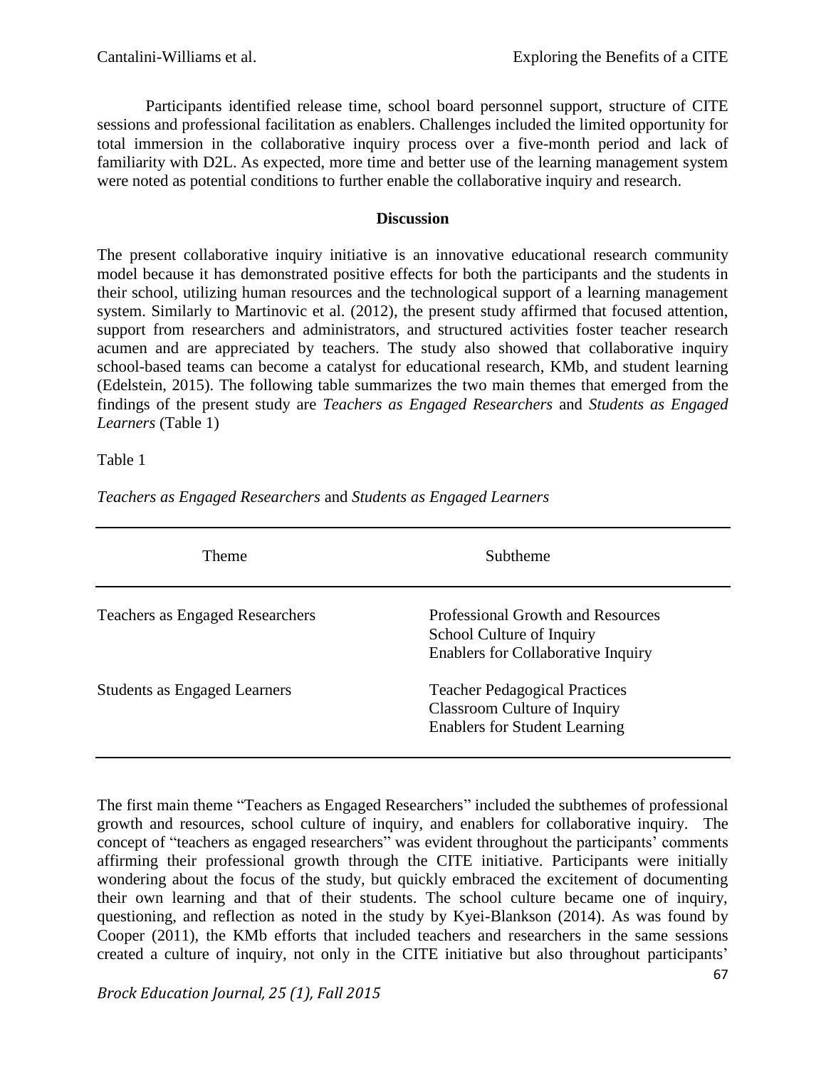Participants identified release time, school board personnel support, structure of CITE sessions and professional facilitation as enablers. Challenges included the limited opportunity for total immersion in the collaborative inquiry process over a five-month period and lack of familiarity with D2L. As expected, more time and better use of the learning management system were noted as potential conditions to further enable the collaborative inquiry and research.

## Discussion

The present collaborative inquiry initiative is an innovative educational research community model because it has demonstrated positive effects for both the participants and the students in their school, utilizing human resources and the technological support of a learning management system. Similarly to Martinovic et al. (2012), the present study affirmed that focused attention, support from researchers and administrators, and structured activities foster teacher research acumen and are appreciated by teachers. The study also showed that collaborative inquiry school-based teams can become a catalyst for educational research, KMb, and student learning (Edelstein, 2015). The following table summarizes the two main themes that emerged from the findings of the present study are *Teachers as Engaged Researchers* and *Students as Engaged Learners* (Table 1)

Table 1

*Teachers as Engaged Researchers* and *Students as Engaged Learners*

| Theme | Subtheme |
|---|---|
| Teachers as Engaged Researchers | Professional Growth and Resources<br>School Culture of Inquiry<br>Enablers for Collaborative Inquiry |
| Students as Engaged Learners | Teacher Pedagogical Practices<br>Classroom Culture of Inquiry<br>Enablers for Student Learning |

The first main theme "Teachers as Engaged Researchers" included the subthemes of professional growth and resources, school culture of inquiry, and enablers for collaborative inquiry. The concept of "teachers as engaged researchers" was evident throughout the participants' comments affirming their professional growth through the CITE initiative. Participants were initially wondering about the focus of the study, but quickly embraced the excitement of documenting their own learning and that of their students. The school culture became one of inquiry, questioning, and reflection as noted in the study by Kyei-Blankson (2014). As was found by Cooper (2011), the KMb efforts that included teachers and researchers in the same sessions created a culture of inquiry, not only in the CITE initiative but also throughout participants'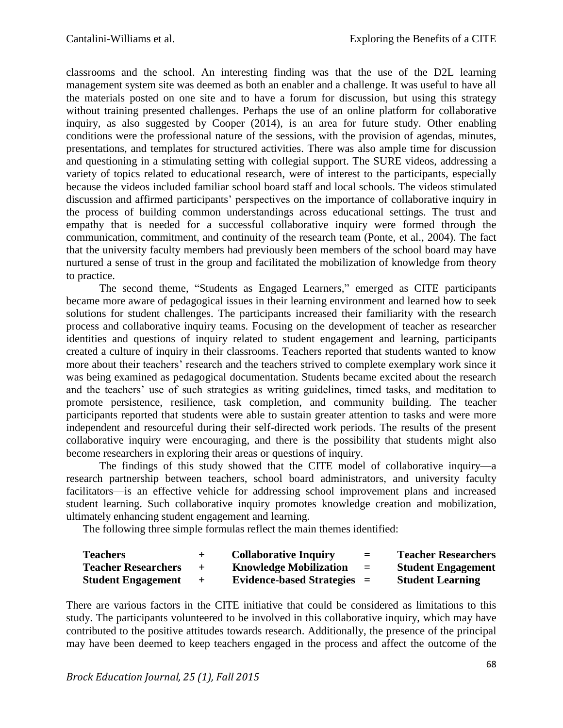classrooms and the school. An interesting finding was that the use of the D2L learning management system site was deemed as both an enabler and a challenge. It was useful to have all the materials posted on one site and to have a forum for discussion, but using this strategy without training presented challenges. Perhaps the use of an online platform for collaborative inquiry, as also suggested by Cooper (2014), is an area for future study. Other enabling conditions were the professional nature of the sessions, with the provision of agendas, minutes, presentations, and templates for structured activities. There was also ample time for discussion and questioning in a stimulating setting with collegial support. The SURE videos, addressing a variety of topics related to educational research, were of interest to the participants, especially because the videos included familiar school board staff and local schools. The videos stimulated discussion and affirmed participants' perspectives on the importance of collaborative inquiry in the process of building common understandings across educational settings. The trust and empathy that is needed for a successful collaborative inquiry were formed through the communication, commitment, and continuity of the research team (Ponte, et al., 2004). The fact that the university faculty members had previously been members of the school board may have nurtured a sense of trust in the group and facilitated the mobilization of knowledge from theory to practice.

The second theme, "Students as Engaged Learners," emerged as CITE participants became more aware of pedagogical issues in their learning environment and learned how to seek solutions for student challenges. The participants increased their familiarity with the research process and collaborative inquiry teams. Focusing on the development of teacher as researcher identities and questions of inquiry related to student engagement and learning, participants created a culture of inquiry in their classrooms. Teachers reported that students wanted to know more about their teachers' research and the teachers strived to complete exemplary work since it was being examined as pedagogical documentation. Students became excited about the research and the teachers' use of such strategies as writing guidelines, timed tasks, and meditation to promote persistence, resilience, task completion, and community building. The teacher participants reported that students were able to sustain greater attention to tasks and were more independent and resourceful during their self-directed work periods. The results of the present collaborative inquiry were encouraging, and there is the possibility that students might also become researchers in exploring their areas or questions of inquiry.

The findings of this study showed that the CITE model of collaborative inquiry—a research partnership between teachers, school board administrators, and university faculty facilitators—is an effective vehicle for addressing school improvement plans and increased student learning. Such collaborative inquiry promotes knowledge creation and mobilization, ultimately enhancing student engagement and learning.

The following three simple formulas reflect the main themes identified:

| | | | | |
|---|---|---|---|---|
| **Teachers** | **+** | **Collaborative Inquiry** | **=** | **Teacher Researchers** |
| **Teacher Researchers** | **+** | **Knowledge Mobilization** | **=** | **Student Engagement** |
| **Student Engagement** | **+** | **Evidence-based Strategies** | **=** | **Student Learning** |

There are various factors in the CITE initiative that could be considered as limitations to this study. The participants volunteered to be involved in this collaborative inquiry, which may have contributed to the positive attitudes towards research. Additionally, the presence of the principal may have been deemed to keep teachers engaged in the process and affect the outcome of the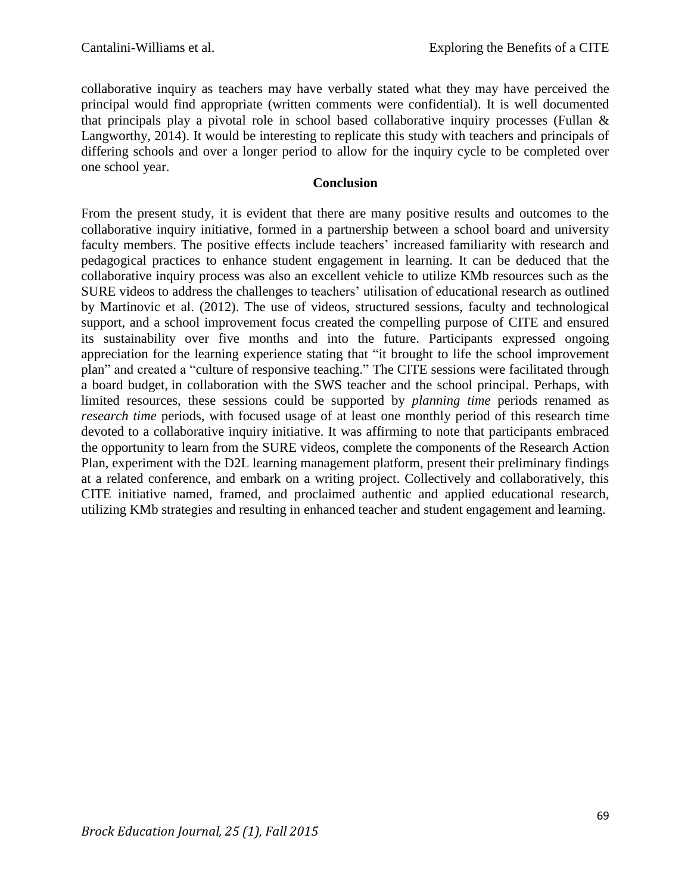collaborative inquiry as teachers may have verbally stated what they may have perceived the principal would find appropriate (written comments were confidential). It is well documented that principals play a pivotal role in school based collaborative inquiry processes (Fullan & Langworthy, 2014). It would be interesting to replicate this study with teachers and principals of differing schools and over a longer period to allow for the inquiry cycle to be completed over one school year.

## Conclusion

From the present study, it is evident that there are many positive results and outcomes to the collaborative inquiry initiative, formed in a partnership between a school board and university faculty members. The positive effects include teachers' increased familiarity with research and pedagogical practices to enhance student engagement in learning. It can be deduced that the collaborative inquiry process was also an excellent vehicle to utilize KMb resources such as the SURE videos to address the challenges to teachers' utilisation of educational research as outlined by Martinovic et al. (2012). The use of videos, structured sessions, faculty and technological support, and a school improvement focus created the compelling purpose of CITE and ensured its sustainability over five months and into the future. Participants expressed ongoing appreciation for the learning experience stating that "it brought to life the school improvement plan" and created a "culture of responsive teaching." The CITE sessions were facilitated through a board budget, in collaboration with the SWS teacher and the school principal. Perhaps, with limited resources, these sessions could be supported by *planning time* periods renamed as *research time* periods, with focused usage of at least one monthly period of this research time devoted to a collaborative inquiry initiative. It was affirming to note that participants embraced the opportunity to learn from the SURE videos, complete the components of the Research Action Plan, experiment with the D2L learning management platform, present their preliminary findings at a related conference, and embark on a writing project. Collectively and collaboratively, this CITE initiative named, framed, and proclaimed authentic and applied educational research, utilizing KMb strategies and resulting in enhanced teacher and student engagement and learning.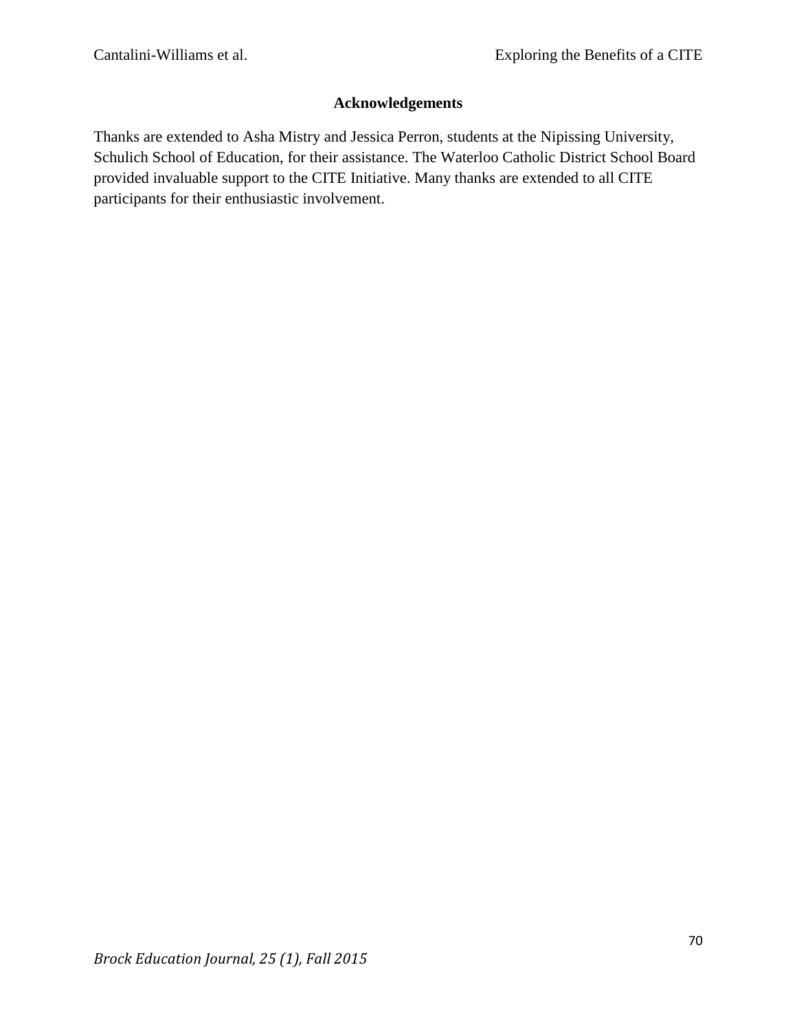## Acknowledgements

Thanks are extended to Asha Mistry and Jessica Perron, students at the Nipissing University, Schulich School of Education, for their assistance. The Waterloo Catholic District School Board provided invaluable support to the CITE Initiative. Many thanks are extended to all CITE participants for their enthusiastic involvement.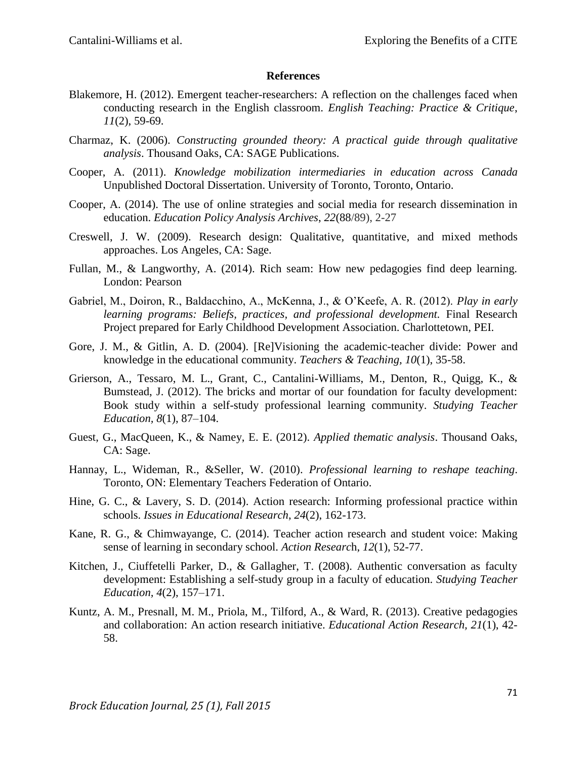**References**

Blakemore, H. (2012). Emergent teacher-researchers: A reflection on the challenges faced when conducting research in the English classroom. *English Teaching: Practice & Critique*, *11*(2), 59-69.

Charmaz, K. (2006). *Constructing grounded theory: A practical guide through qualitative analysis*. Thousand Oaks, CA: SAGE Publications.

Cooper, A. (2011). *Knowledge mobilization intermediaries in education across Canada* Unpublished Doctoral Dissertation. University of Toronto, Toronto, Ontario.

Cooper, A. (2014). The use of online strategies and social media for research dissemination in education. *Education Policy Analysis Archives*, *22*(88/89), 2-27

Creswell, J. W. (2009). Research design: Qualitative, quantitative, and mixed methods approaches. Los Angeles, CA: Sage.

Fullan, M., & Langworthy, A. (2014). Rich seam: How new pedagogies find deep learning. London: Pearson

Gabriel, M., Doiron, R., Baldacchino, A., McKenna, J., & O'Keefe, A. R. (2012). *Play in early learning programs: Beliefs, practices, and professional development.* Final Research Project prepared for Early Childhood Development Association. Charlottetown, PEI.

Gore, J. M., & Gitlin, A. D. (2004). [Re]Visioning the academic-teacher divide: Power and knowledge in the educational community. *Teachers & Teaching, 10*(1), 35-58.

Grierson, A., Tessaro, M. L., Grant, C., Cantalini-Williams, M., Denton, R., Quigg, K., & Bumstead, J. (2012). The bricks and mortar of our foundation for faculty development: Book study within a self-study professional learning community. *Studying Teacher Education, 8*(1), 87–104.

Guest, G., MacQueen, K., & Namey, E. E. (2012). *Applied thematic analysis*. Thousand Oaks, CA: Sage.

Hannay, L., Wideman, R., &Seller, W. (2010). *Professional learning to reshape teaching*. Toronto, ON: Elementary Teachers Federation of Ontario.

Hine, G. C., & Lavery, S. D. (2014). Action research: Informing professional practice within schools. *Issues in Educational Research*, *24*(2), 162-173.

Kane, R. G., & Chimwayange, C. (2014). Teacher action research and student voice: Making sense of learning in secondary school. *Action Research*, *12*(1), 52-77.

Kitchen, J., Ciuffetelli Parker, D., & Gallagher, T. (2008). Authentic conversation as faculty development: Establishing a self-study group in a faculty of education. *Studying Teacher Education, 4*(2), 157–171.

Kuntz, A. M., Presnall, M. M., Priola, M., Tilford, A., & Ward, R. (2013). Creative pedagogies and collaboration: An action research initiative. *Educational Action Research*, *21*(1), 42-58.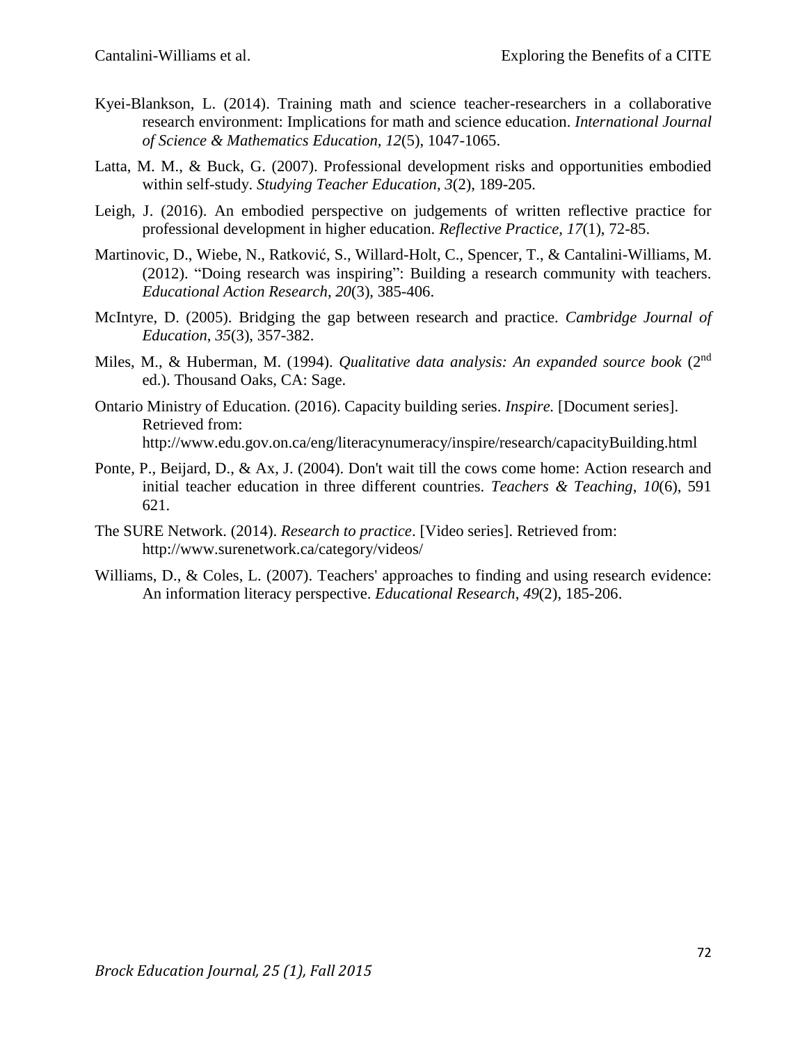Kyei-Blankson, L. (2014). Training math and science teacher-researchers in a collaborative research environment: Implications for math and science education. *International Journal of Science & Mathematics Education*, *12*(5), 1047-1065.

Latta, M. M., & Buck, G. (2007). Professional development risks and opportunities embodied within self-study. *Studying Teacher Education*, *3*(2), 189-205.

Leigh, J. (2016). An embodied perspective on judgements of written reflective practice for professional development in higher education. *Reflective Practice*, *17*(1), 72-85.

Martinovic, D., Wiebe, N., Ratković, S., Willard-Holt, C., Spencer, T., & Cantalini-Williams, M. (2012). "Doing research was inspiring": Building a research community with teachers. *Educational Action Research*, *20*(3), 385-406.

McIntyre, D. (2005). Bridging the gap between research and practice. *Cambridge Journal of Education*, *35*(3), 357-382.

Miles, M., & Huberman, M. (1994). *Qualitative data analysis: An expanded source book* (2nd ed.). Thousand Oaks, CA: Sage.

Ontario Ministry of Education. (2016). Capacity building series. *Inspire.* [Document series]. Retrieved from: http://www.edu.gov.on.ca/eng/literacynumeracy/inspire/research/capacityBuilding.html

Ponte, P., Beijard, D., & Ax, J. (2004). Don't wait till the cows come home: Action research and initial teacher education in three different countries. *Teachers & Teaching*, *10*(6), 591 621.

The SURE Network. (2014). *Research to practice*. [Video series]. Retrieved from: http://www.surenetwork.ca/category/videos/

Williams, D., & Coles, L. (2007). Teachers' approaches to finding and using research evidence: An information literacy perspective. *Educational Research*, *49*(2), 185-206.